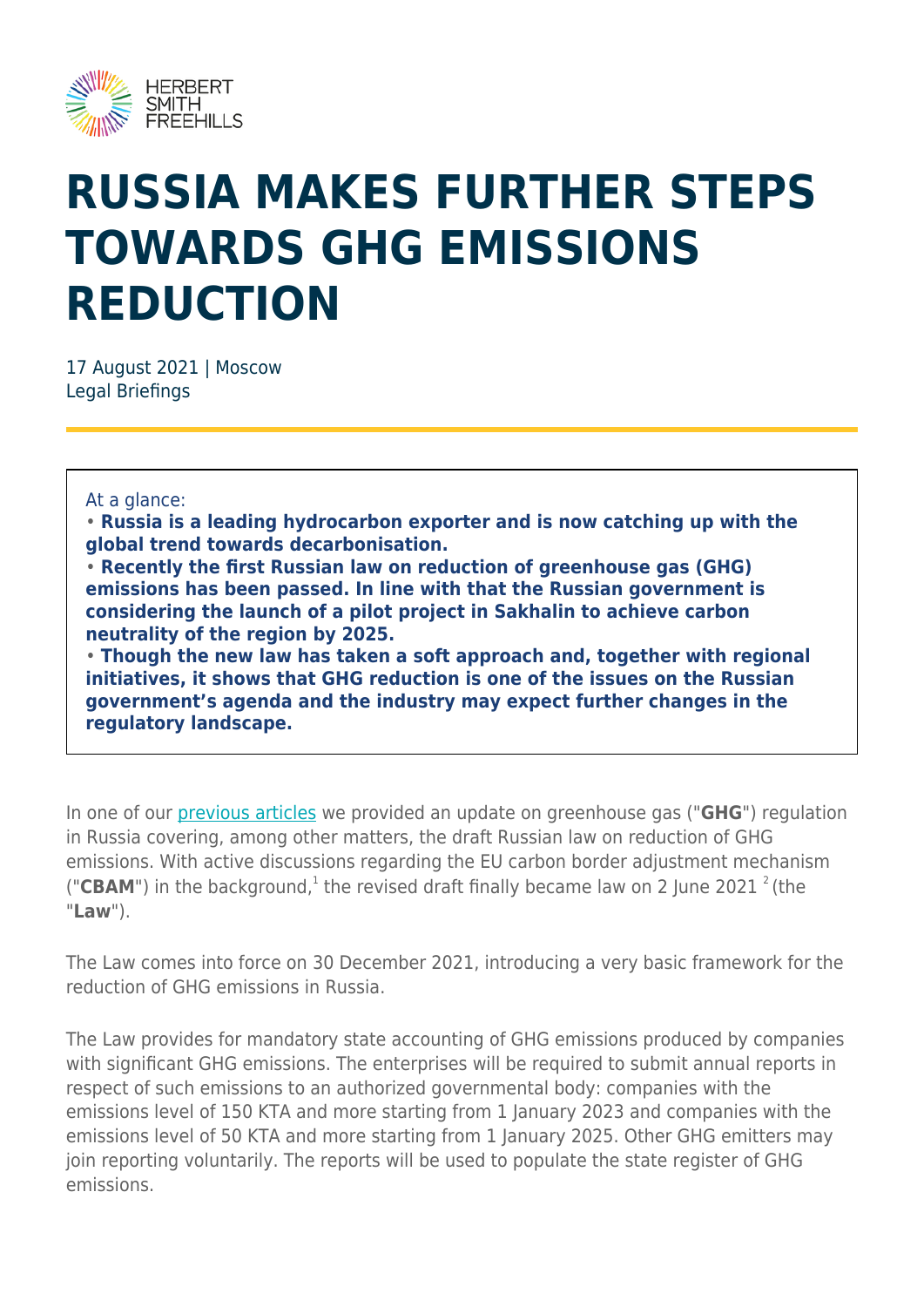HERBERT SMITH FREEHILLS

# RUSSIA MAKES FURTHER STEPS TOWARDS GHG EMISSIONS REDUCTION

17 August 2021 | Moscow
Legal Briefings

At a glance:

- **Russia is a leading hydrocarbon exporter and is now catching up with the global trend towards decarbonisation.**
- **Recently the first Russian law on reduction of greenhouse gas (GHG) emissions has been passed. In line with that the Russian government is considering the launch of a pilot project in Sakhalin to achieve carbon neutrality of the region by 2025.**
- **Though the new law has taken a soft approach and, together with regional initiatives, it shows that GHG reduction is one of the issues on the Russian government's agenda and the industry may expect further changes in the regulatory landscape.**

In one of our previous articles we provided an update on greenhouse gas ("**GHG**") regulation in Russia covering, among other matters, the draft Russian law on reduction of GHG emissions. With active discussions regarding the EU carbon border adjustment mechanism ("**CBAM**") in the background,[1] the revised draft finally became law on 2 June 2021 [2] (the "**Law**").

The Law comes into force on 30 December 2021, introducing a very basic framework for the reduction of GHG emissions in Russia.

The Law provides for mandatory state accounting of GHG emissions produced by companies with significant GHG emissions. The enterprises will be required to submit annual reports in respect of such emissions to an authorized governmental body: companies with the emissions level of 150 KTA and more starting from 1 January 2023 and companies with the emissions level of 50 KTA and more starting from 1 January 2025. Other GHG emitters may join reporting voluntarily. The reports will be used to populate the state register of GHG emissions.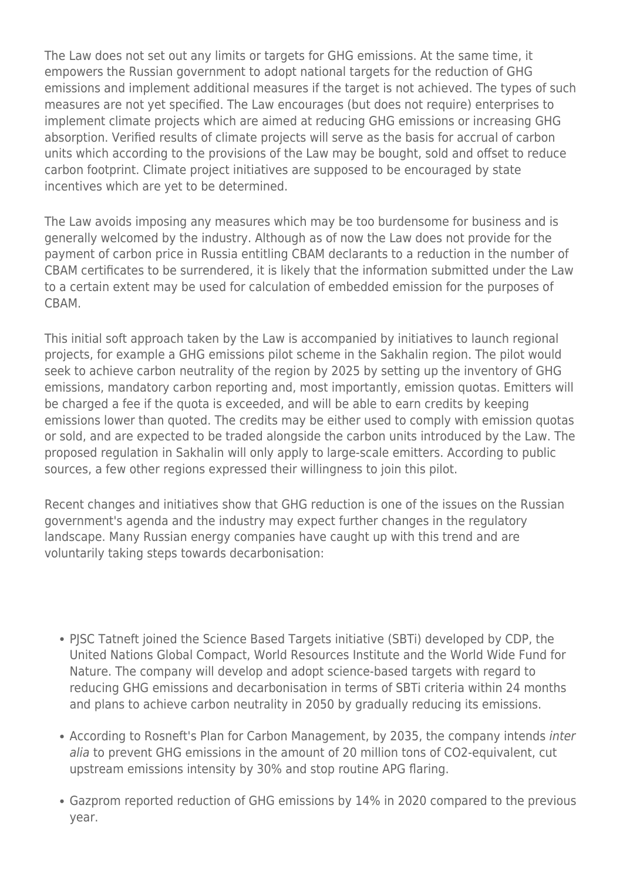The Law does not set out any limits or targets for GHG emissions. At the same time, it empowers the Russian government to adopt national targets for the reduction of GHG emissions and implement additional measures if the target is not achieved. The types of such measures are not yet specified. The Law encourages (but does not require) enterprises to implement climate projects which are aimed at reducing GHG emissions or increasing GHG absorption. Verified results of climate projects will serve as the basis for accrual of carbon units which according to the provisions of the Law may be bought, sold and offset to reduce carbon footprint. Climate project initiatives are supposed to be encouraged by state incentives which are yet to be determined.

The Law avoids imposing any measures which may be too burdensome for business and is generally welcomed by the industry. Although as of now the Law does not provide for the payment of carbon price in Russia entitling CBAM declarants to a reduction in the number of CBAM certificates to be surrendered, it is likely that the information submitted under the Law to a certain extent may be used for calculation of embedded emission for the purposes of CBAM.

This initial soft approach taken by the Law is accompanied by initiatives to launch regional projects, for example a GHG emissions pilot scheme in the Sakhalin region. The pilot would seek to achieve carbon neutrality of the region by 2025 by setting up the inventory of GHG emissions, mandatory carbon reporting and, most importantly, emission quotas. Emitters will be charged a fee if the quota is exceeded, and will be able to earn credits by keeping emissions lower than quoted. The credits may be either used to comply with emission quotas or sold, and are expected to be traded alongside the carbon units introduced by the Law. The proposed regulation in Sakhalin will only apply to large-scale emitters. According to public sources, a few other regions expressed their willingness to join this pilot.

Recent changes and initiatives show that GHG reduction is one of the issues on the Russian government's agenda and the industry may expect further changes in the regulatory landscape. Many Russian energy companies have caught up with this trend and are voluntarily taking steps towards decarbonisation:

- PJSC Tatneft joined the Science Based Targets initiative (SBTi) developed by CDP, the United Nations Global Compact, World Resources Institute and the World Wide Fund for Nature. The company will develop and adopt science-based targets with regard to reducing GHG emissions and decarbonisation in terms of SBTi criteria within 24 months and plans to achieve carbon neutrality in 2050 by gradually reducing its emissions.
- According to Rosneft's Plan for Carbon Management, by 2035, the company intends *inter alia* to prevent GHG emissions in the amount of 20 million tons of $CO_2$-equivalent, cut upstream emissions intensity by 30% and stop routine APG flaring.
- Gazprom reported reduction of GHG emissions by 14% in 2020 compared to the previous year.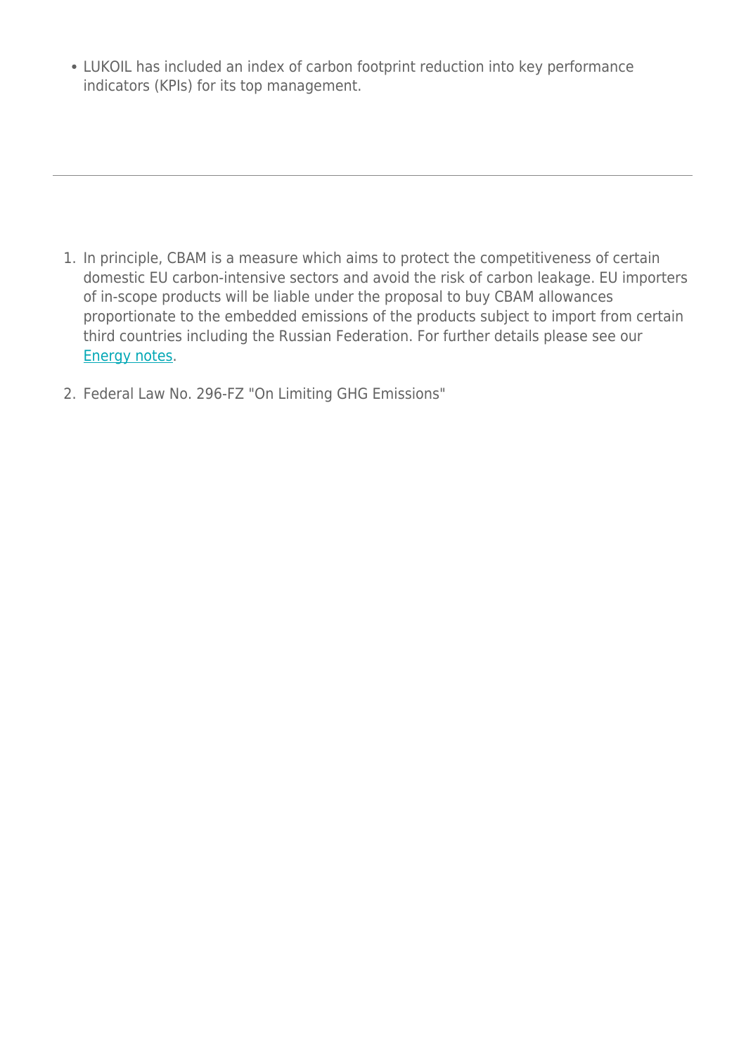- LUKOIL has included an index of carbon footprint reduction into key performance indicators (KPIs) for its top management.

---

1. In principle, CBAM is a measure which aims to protect the competitiveness of certain domestic EU carbon-intensive sectors and avoid the risk of carbon leakage. EU importers of in-scope products will be liable under the proposal to buy CBAM allowances proportionate to the embedded emissions of the products subject to import from certain third countries including the Russian Federation. For further details please see our Energy notes.
2. Federal Law No. 296-FZ "On Limiting GHG Emissions"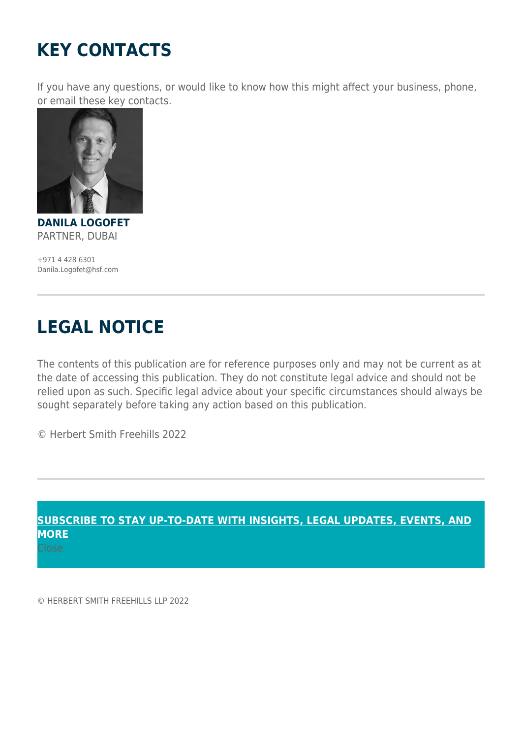## KEY CONTACTS

If you have any questions, or would like to know how this might affect your business, phone, or email these key contacts.

**DANILA LOGOFET**
PARTNER, DUBAI

+971 4 428 6301
Danila.Logofet@hsf.com

## LEGAL NOTICE

The contents of this publication are for reference purposes only and may not be current as at the date of accessing this publication. They do not constitute legal advice and should not be relied upon as such. Specific legal advice about your specific circumstances should always be sought separately before taking any action based on this publication.

© Herbert Smith Freehills 2022

**SUBSCRIBE TO STAY UP-TO-DATE WITH INSIGHTS, LEGAL UPDATES, EVENTS, AND MORE**
Close

© HERBERT SMITH FREEHILLS LLP 2022